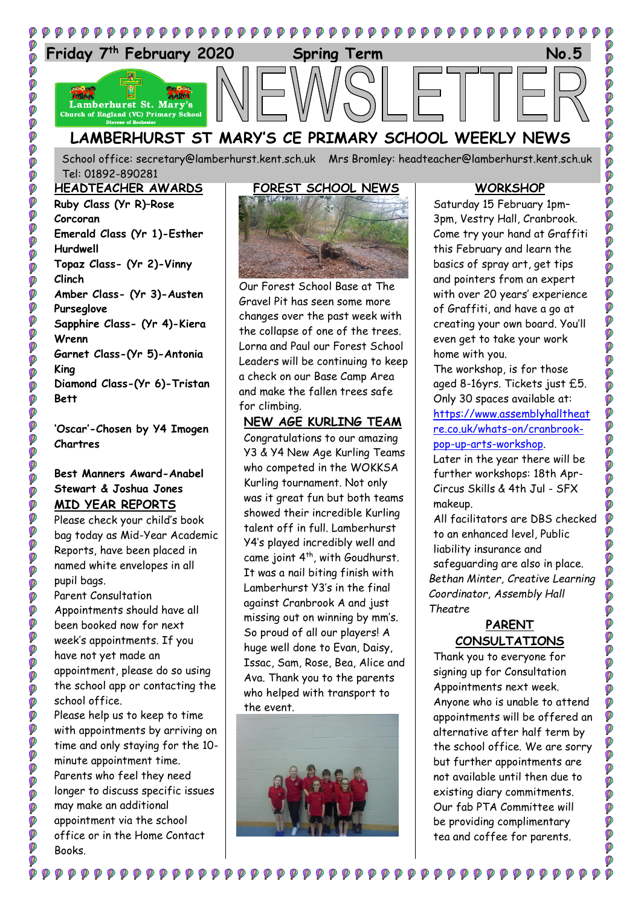Friday 7th February 2020 | Spring Term | No.5

# NEWSLETTER

## LAMBERHURST ST MARY'S CE PRIMARY SCHOOL WEEKLY NEWS

School office: secretary@lamberhurst.kent.sch.uk Mrs Bromley: headteacher@lamberhurst.kent.sch.uk
Tel: 01892-890281

### HEADTEACHER AWARDS

**Ruby Class (Yr R)–Rose Corcoran**
**Emerald Class (Yr 1)-Esther Hurdwell**
**Topaz Class- (Yr 2)-Vinny Clinch**
**Amber Class- (Yr 3)-Austen Purseglove**
**Sapphire Class- (Yr 4)-Kiera Wrenn**
**Garnet Class-(Yr 5)-Antonia King**
**Diamond Class-(Yr 6)-Tristan Bett**

**'Oscar'-Chosen by Y4 Imogen Chartres**

**Best Manners Award-Anabel Stewart & Joshua Jones**

### MID YEAR REPORTS

Please check your child's book bag today as Mid-Year Academic Reports, have been placed in named white envelopes in all pupil bags.

Parent Consultation Appointments should have all been booked now for next week's appointments. If you have not yet made an appointment, please do so using the school app or contacting the school office.

Please help us to keep to time with appointments by arriving on time and only staying for the 10-minute appointment time. Parents who feel they need longer to discuss specific issues may make an additional appointment via the school office or in the Home Contact Books.

### FOREST SCHOOL NEWS

Our Forest School Base at The Gravel Pit has seen some more changes over the past week with the collapse of one of the trees. Lorna and Paul our Forest School Leaders will be continuing to keep a check on our Base Camp Area and make the fallen trees safe for climbing.

### NEW AGE KURLING TEAM

Congratulations to our amazing Y3 & Y4 New Age Kurling Teams who competed in the WOKKSA Kurling tournament. Not only was it great fun but both teams showed their incredible Kurling talent off in full. Lamberhurst Y4's played incredibly well and came joint 4th, with Goudhurst. It was a nail biting finish with Lamberhurst Y3's in the final against Cranbrook A and just missing out on winning by mm's. So proud of all our players! A huge well done to Evan, Daisy, Issac, Sam, Rose, Bea, Alice and Ava. Thank you to the parents who helped with transport to the event.

### WORKSHOP

Saturday 15 February 1pm–3pm, Vestry Hall, Cranbrook. Come try your hand at Graffiti this February and learn the basics of spray art, get tips and pointers from an expert with over 20 years' experience of Graffiti, and have a go at creating your own board. You'll even get to take your work home with you.

The workshop, is for those aged 8-16yrs. Tickets just £5. Only 30 spaces available at: https://www.assemblyhalltheatre.co.uk/whats-on/cranbrook-pop-up-arts-workshop.

Later in the year there will be further workshops: 18th Apr- Circus Skills & 4th Jul - SFX makeup.

All facilitators are DBS checked to an enhanced level, Public liability insurance and safeguarding are also in place.

*Bethan Minter, Creative Learning Coordinator, Assembly Hall Theatre*

### PARENT CONSULTATIONS

Thank you to everyone for signing up for Consultation Appointments next week. Anyone who is unable to attend appointments will be offered an alternative after half term by the school office. We are sorry but further appointments are not available until then due to existing diary commitments. Our fab PTA Committee will be providing complimentary tea and coffee for parents.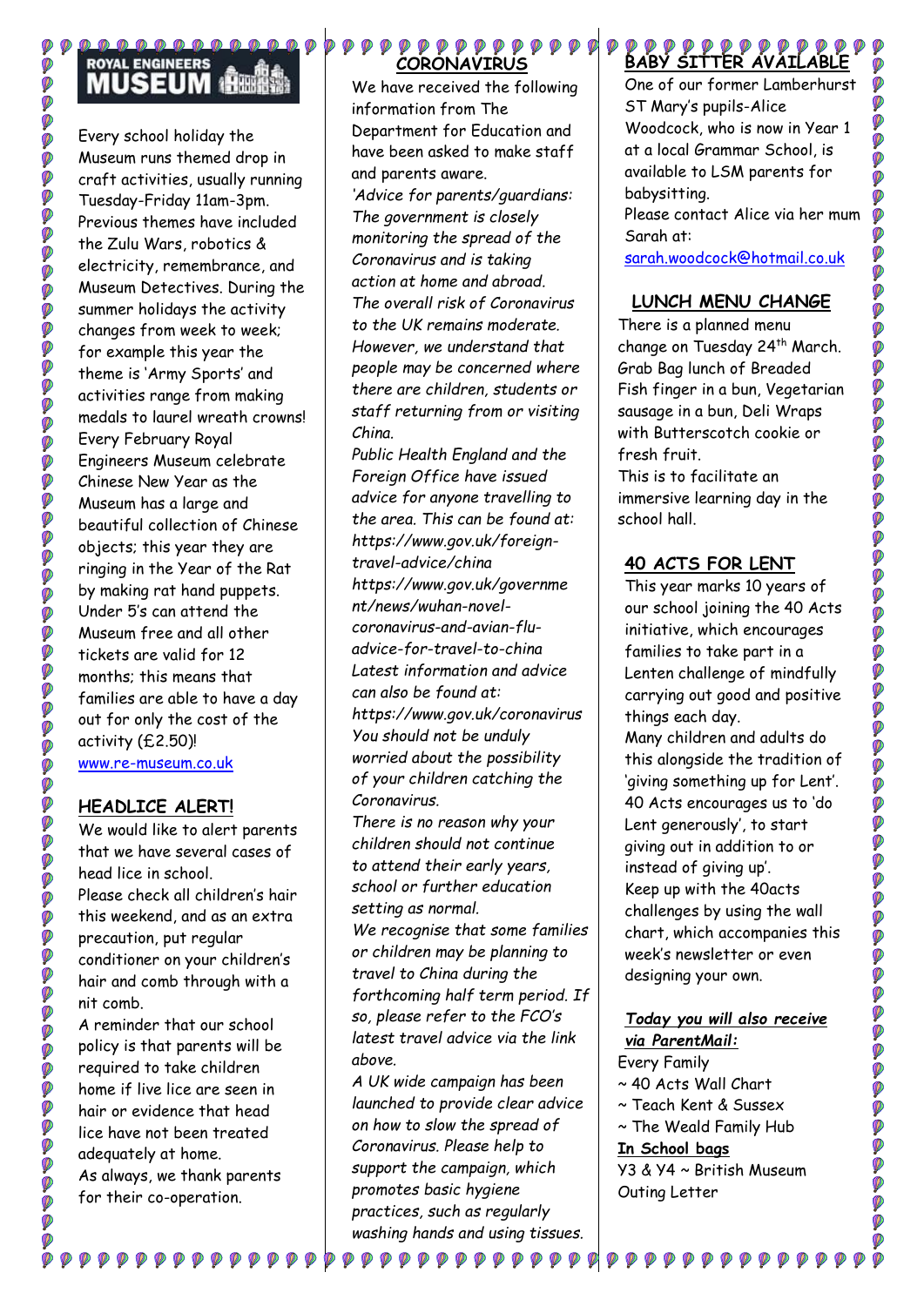## ROYAL ENGINEERS MUSEUM

Every school holiday the Museum runs themed drop in craft activities, usually running Tuesday-Friday 11am-3pm. Previous themes have included the Zulu Wars, robotics & electricity, remembrance, and Museum Detectives. During the summer holidays the activity changes from week to week; for example this year the theme is 'Army Sports' and activities range from making medals to laurel wreath crowns! Every February Royal Engineers Museum celebrate Chinese New Year as the Museum has a large and beautiful collection of Chinese objects; this year they are ringing in the Year of the Rat by making rat hand puppets. Under 5's can attend the Museum free and all other tickets are valid for 12 months; this means that families are able to have a day out for only the cost of the activity (£2.50)!
www.re-museum.co.uk

## HEADLICE ALERT!

We would like to alert parents that we have several cases of head lice in school.
Please check all children's hair this weekend, and as an extra precaution, put regular conditioner on your children's hair and comb through with a nit comb.
A reminder that our school policy is that parents will be required to take children home if live lice are seen in hair or evidence that head lice have not been treated adequately at home.
As always, we thank parents for their co-operation.

## CORONAVIRUS

We have received the following information from The Department for Education and have been asked to make staff and parents aware.

*'Advice for parents/guardians: The government is closely monitoring the spread of the Coronavirus and is taking action at home and abroad. The overall risk of Coronavirus to the UK remains moderate. However, we understand that people may be concerned where there are children, students or staff returning from or visiting China.*
*Public Health England and the Foreign Office have issued advice for anyone travelling to the area. This can be found at: https://www.gov.uk/foreign-travel-advice/china https://www.gov.uk/government/news/wuhan-novel-coronavirus-and-avian-flu-advice-for-travel-to-china*
*Latest information and advice can also be found at: https://www.gov.uk/coronavirus*
*You should not be unduly worried about the possibility of your children catching the Coronavirus.*
*There is no reason why your children should not continue to attend their early years, school or further education setting as normal.*
*We recognise that some families or children may be planning to travel to China during the forthcoming half term period. If so, please refer to the FCO's latest travel advice via the link above.*
*A UK wide campaign has been launched to provide clear advice on how to slow the spread of Coronavirus. Please help to support the campaign, which promotes basic hygiene practices, such as regularly washing hands and using tissues.*

## BABY SITTER AVAILABLE

One of our former Lamberhurst ST Mary's pupils-Alice Woodcock, who is now in Year 1 at a local Grammar School, is available to LSM parents for babysitting.
Please contact Alice via her mum Sarah at:
sarah.woodcock@hotmail.co.uk

## LUNCH MENU CHANGE

There is a planned menu change on Tuesday 24th March. Grab Bag lunch of Breaded Fish finger in a bun, Vegetarian sausage in a bun, Deli Wraps with Butterscotch cookie or fresh fruit.
This is to facilitate an immersive learning day in the school hall.

## 40 ACTS FOR LENT

This year marks 10 years of our school joining the 40 Acts initiative, which encourages families to take part in a Lenten challenge of mindfully carrying out good and positive things each day.
Many children and adults do this alongside the tradition of 'giving something up for Lent'. 40 Acts encourages us to 'do Lent generously', to start giving out in addition to or instead of giving up'.
Keep up with the 40acts challenges by using the wall chart, which accompanies this week's newsletter or even designing your own.

***Today you will also receive via ParentMail:***

Every Family
~ 40 Acts Wall Chart
~ Teach Kent & Sussex
~ The Weald Family Hub

**In School bags**

Y3 & Y4 ~ British Museum Outing Letter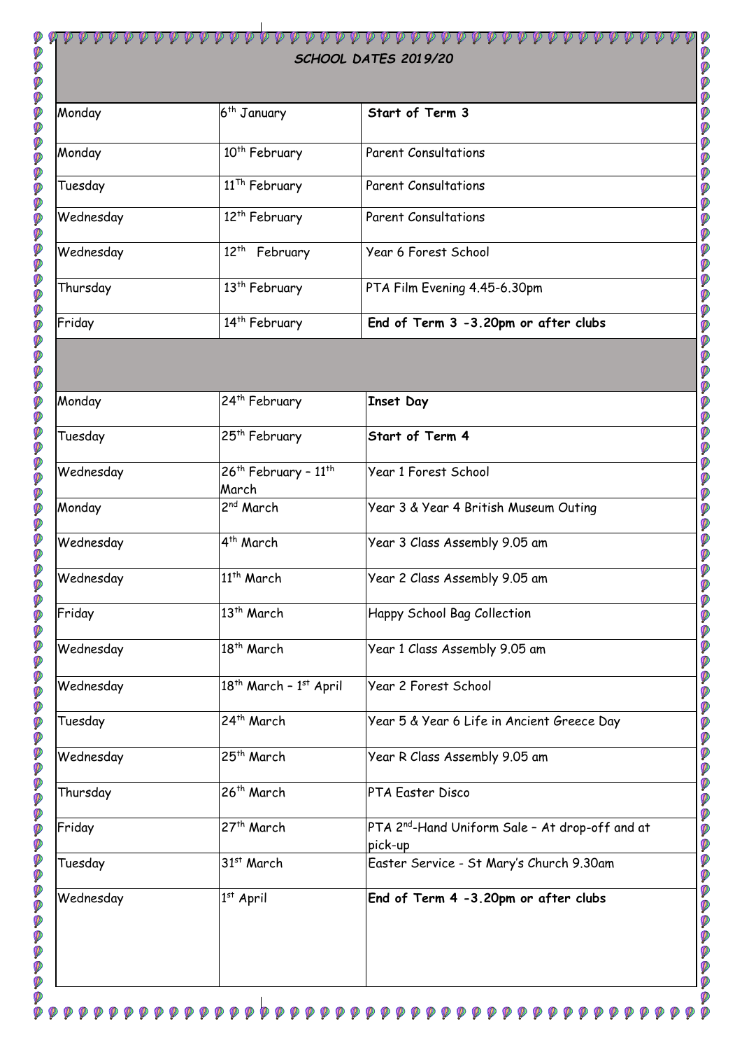| *SCHOOL DATES 2019/20* | | |
|---|---|---|
| Monday | 6th January | **Start of Term 3** |
| Monday | 10th February | Parent Consultations |
| Tuesday | 11Th February | Parent Consultations |
| Wednesday | 12th February | Parent Consultations |
| Wednesday | 12th February | Year 6 Forest School |
| Thursday | 13th February | PTA Film Evening 4.45-6.30pm |
| Friday | 14th February | **End of Term 3 -3.20pm or after clubs** |
| | | |
| Monday | 24th February | **Inset Day** |
| Tuesday | 25th February | **Start of Term 4** |
| Wednesday | 26th February – 11th March | Year 1 Forest School |
| Monday | 2nd March | Year 3 & Year 4 British Museum Outing |
| Wednesday | 4th March | Year 3 Class Assembly 9.05 am |
| Wednesday | 11th March | Year 2 Class Assembly 9.05 am |
| Friday | 13th March | Happy School Bag Collection |
| Wednesday | 18th March | Year 1 Class Assembly 9.05 am |
| Wednesday | 18th March – 1st April | Year 2 Forest School |
| Tuesday | 24th March | Year 5 & Year 6 Life in Ancient Greece Day |
| Wednesday | 25th March | Year R Class Assembly 9.05 am |
| Thursday | 26th March | PTA Easter Disco |
| Friday | 27th March | PTA 2nd-Hand Uniform Sale – At drop-off and at pick-up |
| Tuesday | 31st March | Easter Service - St Mary's Church 9.30am |
| Wednesday | 1st April | **End of Term 4 -3.20pm or after clubs** |